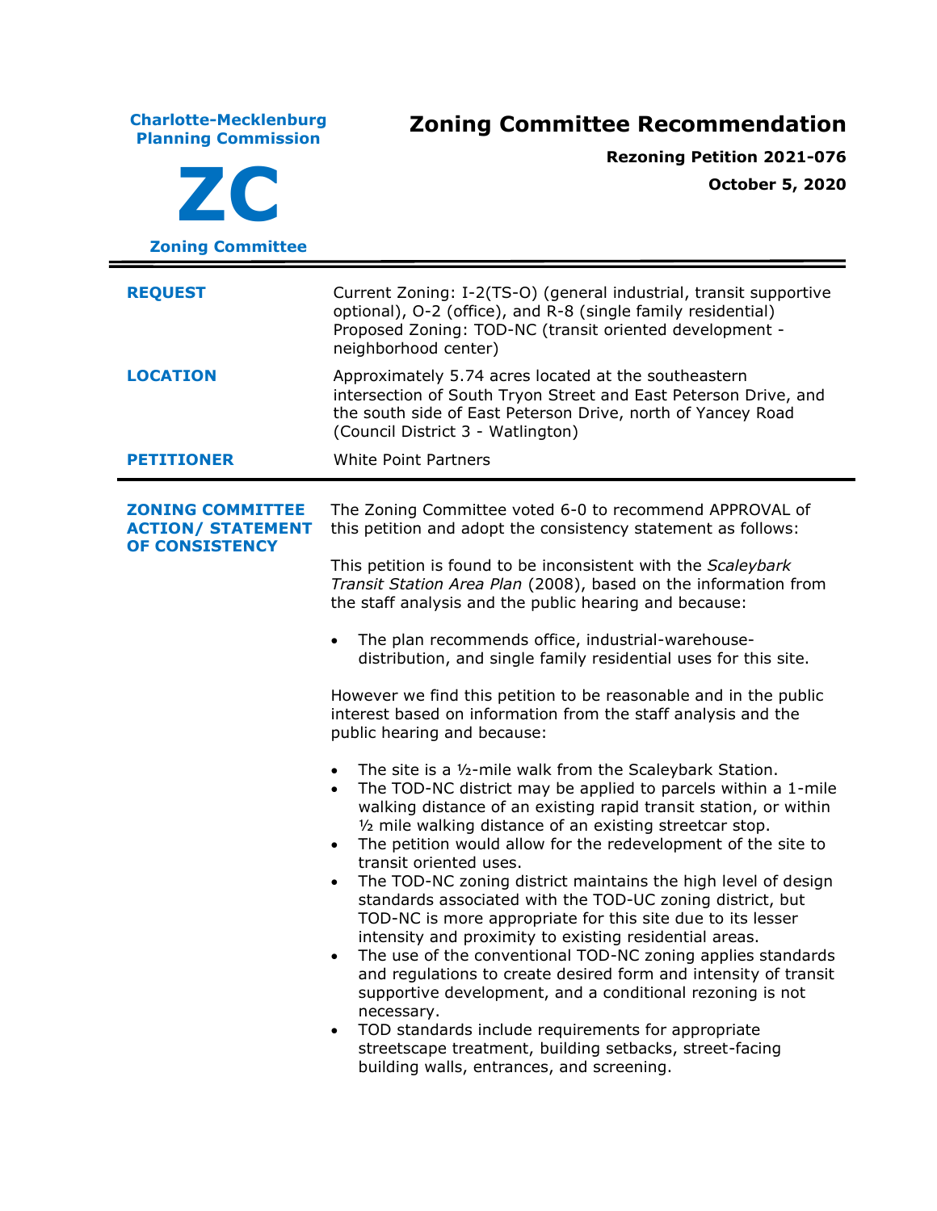**Charlotte-Mecklenburg Planning Commission**

**ZC**

**Zoning Committee**

# Zoning Committee Recommendation

**Rezoning Petition 2021-076**

**October 5, 2020**

---

| | |
|---|---|
| **REQUEST** | Current Zoning: I-2(TS-O) (general industrial, transit supportive optional), O-2 (office), and R-8 (single family residential)<br>Proposed Zoning: TOD-NC (transit oriented development - neighborhood center) |
| **LOCATION** | Approximately 5.74 acres located at the southeastern intersection of South Tryon Street and East Peterson Drive, and the south side of East Peterson Drive, north of Yancey Road (Council District 3 - Watlington) |
| **PETITIONER** | White Point Partners |

---

**ZONING COMMITTEE ACTION/ STATEMENT OF CONSISTENCY**

The Zoning Committee voted 6-0 to recommend APPROVAL of this petition and adopt the consistency statement as follows:

This petition is found to be inconsistent with the *Scaleybark Transit Station Area Plan* (2008), based on the information from the staff analysis and the public hearing and because:

- The plan recommends office, industrial-warehouse-distribution, and single family residential uses for this site.

However we find this petition to be reasonable and in the public interest based on information from the staff analysis and the public hearing and because:

- The site is a ½-mile walk from the Scaleybark Station.
- The TOD-NC district may be applied to parcels within a 1-mile walking distance of an existing rapid transit station, or within ½ mile walking distance of an existing streetcar stop.
- The petition would allow for the redevelopment of the site to transit oriented uses.
- The TOD-NC zoning district maintains the high level of design standards associated with the TOD-UC zoning district, but TOD-NC is more appropriate for this site due to its lesser intensity and proximity to existing residential areas.
- The use of the conventional TOD-NC zoning applies standards and regulations to create desired form and intensity of transit supportive development, and a conditional rezoning is not necessary.
- TOD standards include requirements for appropriate streetscape treatment, building setbacks, street-facing building walls, entrances, and screening.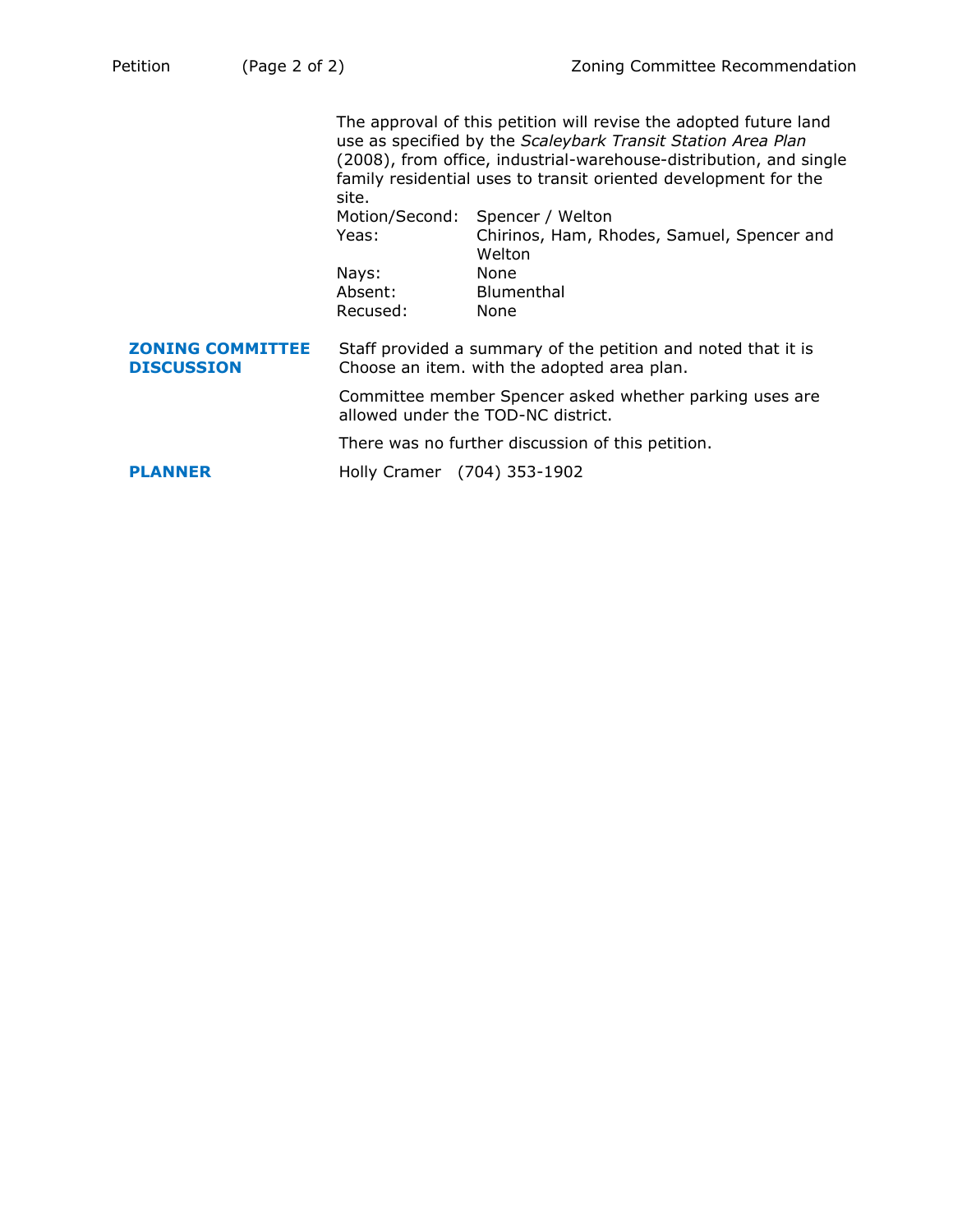The approval of this petition will revise the adopted future land use as specified by the *Scaleybark Transit Station Area Plan* (2008), from office, industrial-warehouse-distribution, and single family residential uses to transit oriented development for the site.

| | |
|---|---|
| Motion/Second: | Spencer / Welton |
| Yeas: | Chirinos, Ham, Rhodes, Samuel, Spencer and Welton |
| Nays: | None |
| Absent: | Blumenthal |
| Recused: | None |

**ZONING COMMITTEE DISCUSSION**

Staff provided a summary of the petition and noted that it is Choose an item. with the adopted area plan.

Committee member Spencer asked whether parking uses are allowed under the TOD-NC district.

There was no further discussion of this petition.

**PLANNER**

Holly Cramer (704) 353-1902